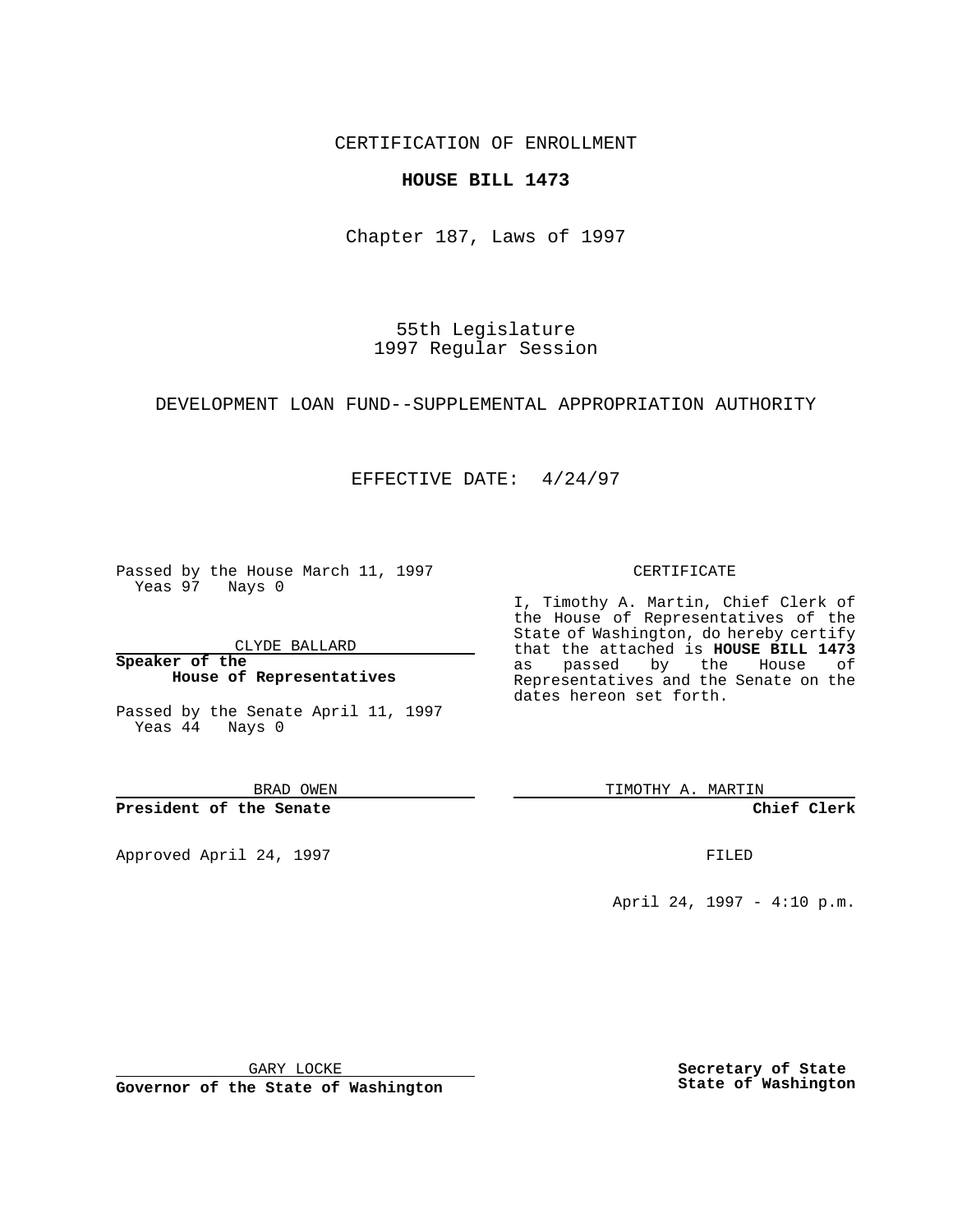CERTIFICATION OF ENROLLMENT

**HOUSE BILL 1473**

Chapter 187, Laws of 1997

55th Legislature
1997 Regular Session

DEVELOPMENT LOAN FUND--SUPPLEMENTAL APPROPRIATION AUTHORITY

EFFECTIVE DATE: 4/24/97

Passed by the House March 11, 1997
Yeas 97 Nays 0

CLYDE BALLARD

**Speaker of the House of Representatives**

Passed by the Senate April 11, 1997
Yeas 44 Nays 0

BRAD OWEN

**President of the Senate**

Approved April 24, 1997

GARY LOCKE

**Governor of the State of Washington**

CERTIFICATE

I, Timothy A. Martin, Chief Clerk of the House of Representatives of the State of Washington, do hereby certify that the attached is **HOUSE BILL 1473** as passed by the House of Representatives and the Senate on the dates hereon set forth.

TIMOTHY A. MARTIN

**Chief Clerk**

FILED

April 24, 1997 - 4:10 p.m.

**Secretary of State State of Washington**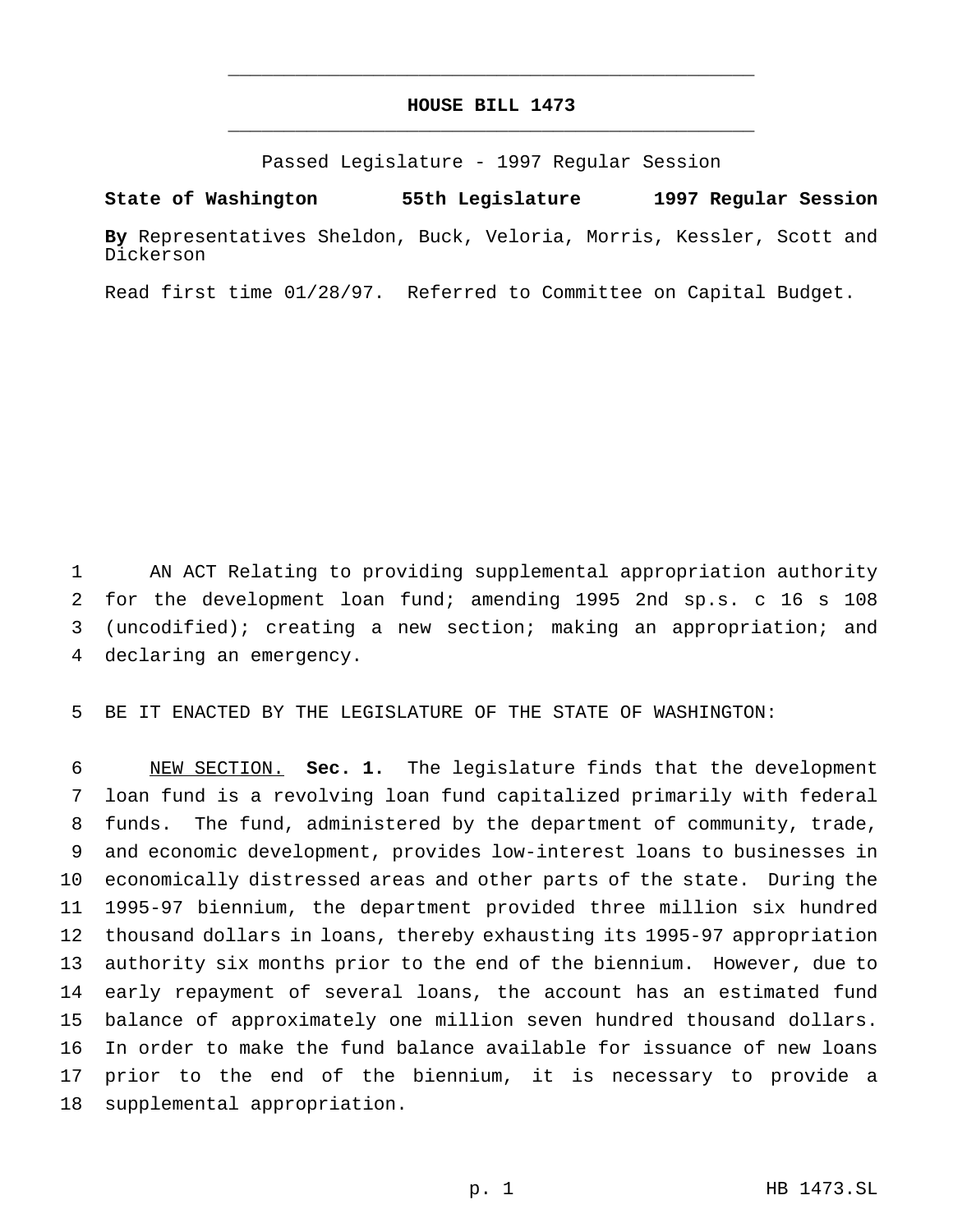# HOUSE BILL 1473

Passed Legislature - 1997 Regular Session

**State of Washington 55th Legislature 1997 Regular Session**

**By** Representatives Sheldon, Buck, Veloria, Morris, Kessler, Scott and Dickerson

Read first time 01/28/97. Referred to Committee on Capital Budget.

1 AN ACT Relating to providing supplemental appropriation authority
2 for the development loan fund; amending 1995 2nd sp.s. c 16 s 108
3 (uncodified); creating a new section; making an appropriation; and
4 declaring an emergency.

5 BE IT ENACTED BY THE LEGISLATURE OF THE STATE OF WASHINGTON:

6 NEW SECTION. **Sec. 1.** The legislature finds that the development
7 loan fund is a revolving loan fund capitalized primarily with federal
8 funds. The fund, administered by the department of community, trade,
9 and economic development, provides low-interest loans to businesses in
10 economically distressed areas and other parts of the state. During the
11 1995-97 biennium, the department provided three million six hundred
12 thousand dollars in loans, thereby exhausting its 1995-97 appropriation
13 authority six months prior to the end of the biennium. However, due to
14 early repayment of several loans, the account has an estimated fund
15 balance of approximately one million seven hundred thousand dollars.
16 In order to make the fund balance available for issuance of new loans
17 prior to the end of the biennium, it is necessary to provide a
18 supplemental appropriation.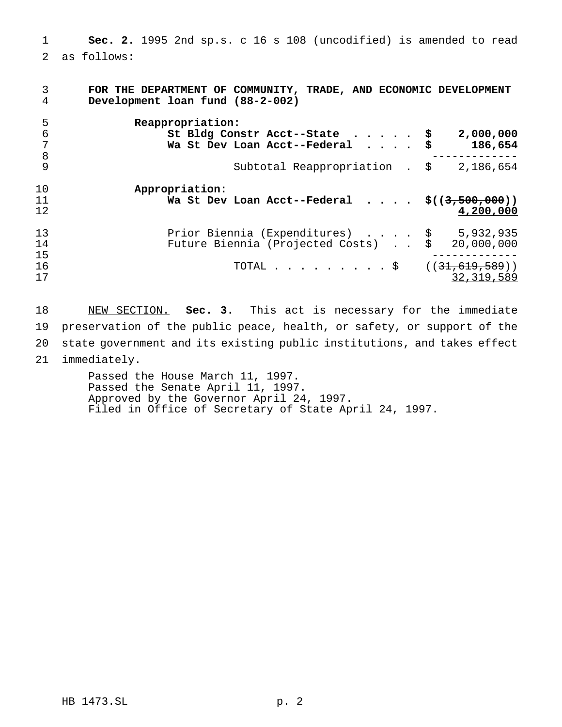**Sec. 2.** 1995 2nd sp.s. c 16 s 108 (uncodified) is amended to read as follows:

**FOR THE DEPARTMENT OF COMMUNITY, TRADE, AND ECONOMIC DEVELOPMENT**
**Development loan fund (88-2-002)**

| | | |
|---|---|---|
| **Reappropriation:** | | |
| **St Bldg Constr Acct--State** | **$** | **2,000,000** |
| **Wa St Dev Loan Acct--Federal** | **$** | **186,654** |
| Subtotal Reappropriation | $ | 2,186,654 |
| **Appropriation:** | | |
| **Wa St Dev Loan Acct--Federal** | **$** | **((~~3,500,000~~)) <u>4,200,000</u>** |
| Prior Biennia (Expenditures) | $ | 5,932,935 |
| Future Biennia (Projected Costs) | $ | 20,000,000 |
| TOTAL | $ | ((~~31,619,589~~)) <u>32,319,589</u> |

<u>NEW SECTION.</u> **Sec. 3.** This act is necessary for the immediate preservation of the public peace, health, or safety, or support of the state government and its existing public institutions, and takes effect immediately.

Passed the House March 11, 1997.
Passed the Senate April 11, 1997.
Approved by the Governor April 24, 1997.
Filed in Office of Secretary of State April 24, 1997.